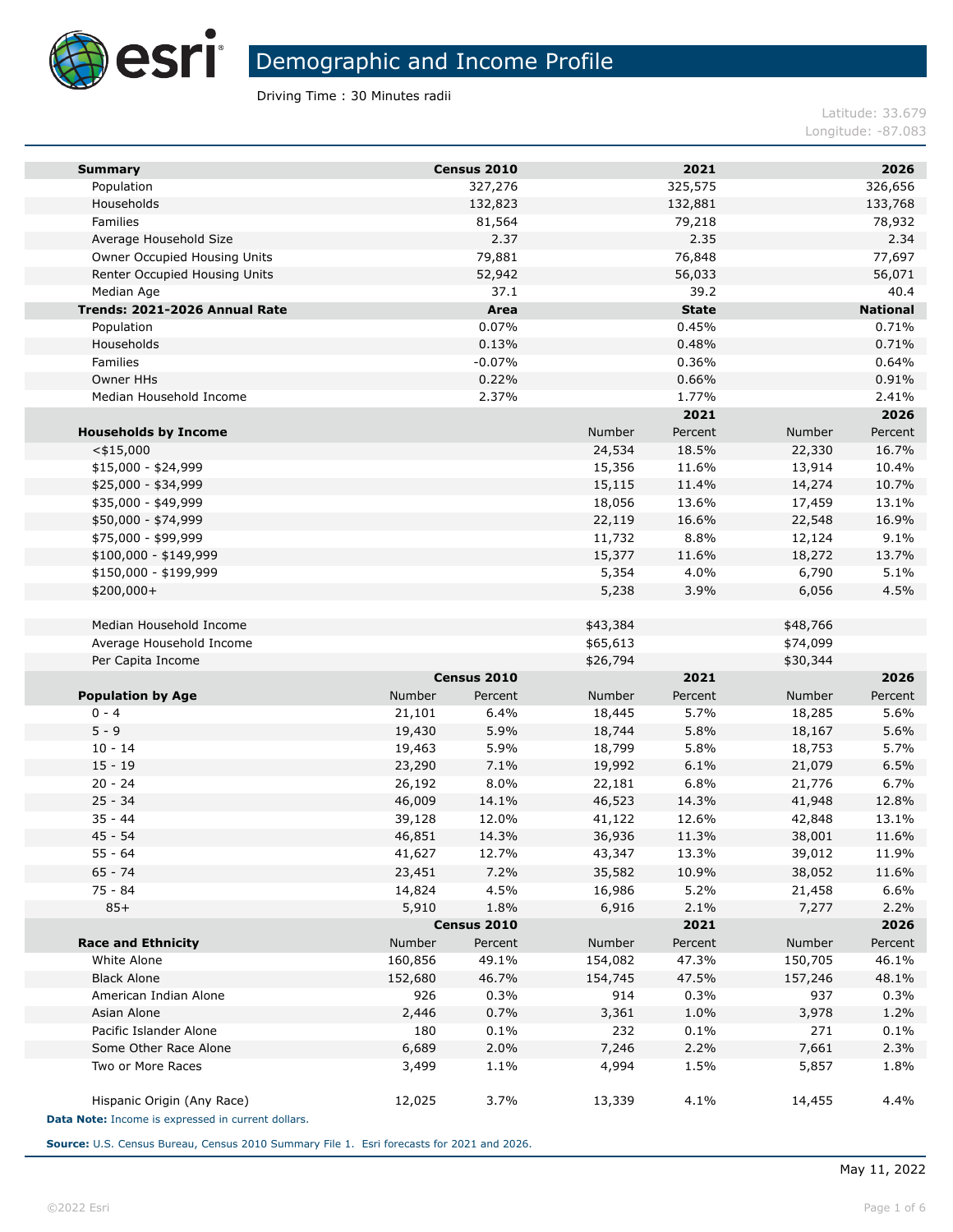# Demographic and Income Profile

Driving Time : 30 Minutes radii

Latitude: 33.679
Longitude: -87.083

| Summary | Census 2010 | 2021 | 2026 |
|---|---|---|---|
| Population | 327,276 | 325,575 | 326,656 |
| Households | 132,823 | 132,881 | 133,768 |
| Families | 81,564 | 79,218 | 78,932 |
| Average Household Size | 2.37 | 2.35 | 2.34 |
| Owner Occupied Housing Units | 79,881 | 76,848 | 77,697 |
| Renter Occupied Housing Units | 52,942 | 56,033 | 56,071 |
| Median Age | 37.1 | 39.2 | 40.4 |

| Trends: 2021-2026 Annual Rate | Area | State | National |
|---|---|---|---|
| Population | 0.07% | 0.45% | 0.71% |
| Households | 0.13% | 0.48% | 0.71% |
| Families | -0.07% | 0.36% | 0.64% |
| Owner HHs | 0.22% | 0.66% | 0.91% |
| Median Household Income | 2.37% | 1.77% | 2.41% |

| | 2021 | | 2026 | |
|---|---|---|---|---|
| **Households by Income** | Number | Percent | Number | Percent |
| <$15,000 | 24,534 | 18.5% | 22,330 | 16.7% |
| $15,000 - $24,999 | 15,356 | 11.6% | 13,914 | 10.4% |
| $25,000 - $34,999 | 15,115 | 11.4% | 14,274 | 10.7% |
| $35,000 - $49,999 | 18,056 | 13.6% | 17,459 | 13.1% |
| $50,000 - $74,999 | 22,119 | 16.6% | 22,548 | 16.9% |
| $75,000 - $99,999 | 11,732 | 8.8% | 12,124 | 9.1% |
| $100,000 - $149,999 | 15,377 | 11.6% | 18,272 | 13.7% |
| $150,000 - $199,999 | 5,354 | 4.0% | 6,790 | 5.1% |
| $200,000+ | 5,238 | 3.9% | 6,056 | 4.5% |
| | | | | |
| Median Household Income | $43,384 | | $48,766 | |
| Average Household Income | $65,613 | | $74,099 | |
| Per Capita Income | $26,794 | | $30,344 | |

| | Census 2010 | | 2021 | | 2026 | |
|---|---|---|---|---|---|---|
| **Population by Age** | Number | Percent | Number | Percent | Number | Percent |
| 0 - 4 | 21,101 | 6.4% | 18,445 | 5.7% | 18,285 | 5.6% |
| 5 - 9 | 19,430 | 5.9% | 18,744 | 5.8% | 18,167 | 5.6% |
| 10 - 14 | 19,463 | 5.9% | 18,799 | 5.8% | 18,753 | 5.7% |
| 15 - 19 | 23,290 | 7.1% | 19,992 | 6.1% | 21,079 | 6.5% |
| 20 - 24 | 26,192 | 8.0% | 22,181 | 6.8% | 21,776 | 6.7% |
| 25 - 34 | 46,009 | 14.1% | 46,523 | 14.3% | 41,948 | 12.8% |
| 35 - 44 | 39,128 | 12.0% | 41,122 | 12.6% | 42,848 | 13.1% |
| 45 - 54 | 46,851 | 14.3% | 36,936 | 11.3% | 38,001 | 11.6% |
| 55 - 64 | 41,627 | 12.7% | 43,347 | 13.3% | 39,012 | 11.9% |
| 65 - 74 | 23,451 | 7.2% | 35,582 | 10.9% | 38,052 | 11.6% |
| 75 - 84 | 14,824 | 4.5% | 16,986 | 5.2% | 21,458 | 6.6% |
| 85+ | 5,910 | 1.8% | 6,916 | 2.1% | 7,277 | 2.2% |

| | Census 2010 | | 2021 | | 2026 | |
|---|---|---|---|---|---|---|
| **Race and Ethnicity** | Number | Percent | Number | Percent | Number | Percent |
| White Alone | 160,856 | 49.1% | 154,082 | 47.3% | 150,705 | 46.1% |
| Black Alone | 152,680 | 46.7% | 154,745 | 47.5% | 157,246 | 48.1% |
| American Indian Alone | 926 | 0.3% | 914 | 0.3% | 937 | 0.3% |
| Asian Alone | 2,446 | 0.7% | 3,361 | 1.0% | 3,978 | 1.2% |
| Pacific Islander Alone | 180 | 0.1% | 232 | 0.1% | 271 | 0.1% |
| Some Other Race Alone | 6,689 | 2.0% | 7,246 | 2.2% | 7,661 | 2.3% |
| Two or More Races | 3,499 | 1.1% | 4,994 | 1.5% | 5,857 | 1.8% |
| | | | | | | |
| Hispanic Origin (Any Race) | 12,025 | 3.7% | 13,339 | 4.1% | 14,455 | 4.4% |

**Data Note:** Income is expressed in current dollars.

**Source:** U.S. Census Bureau, Census 2010 Summary File 1. Esri forecasts for 2021 and 2026.

May 11, 2022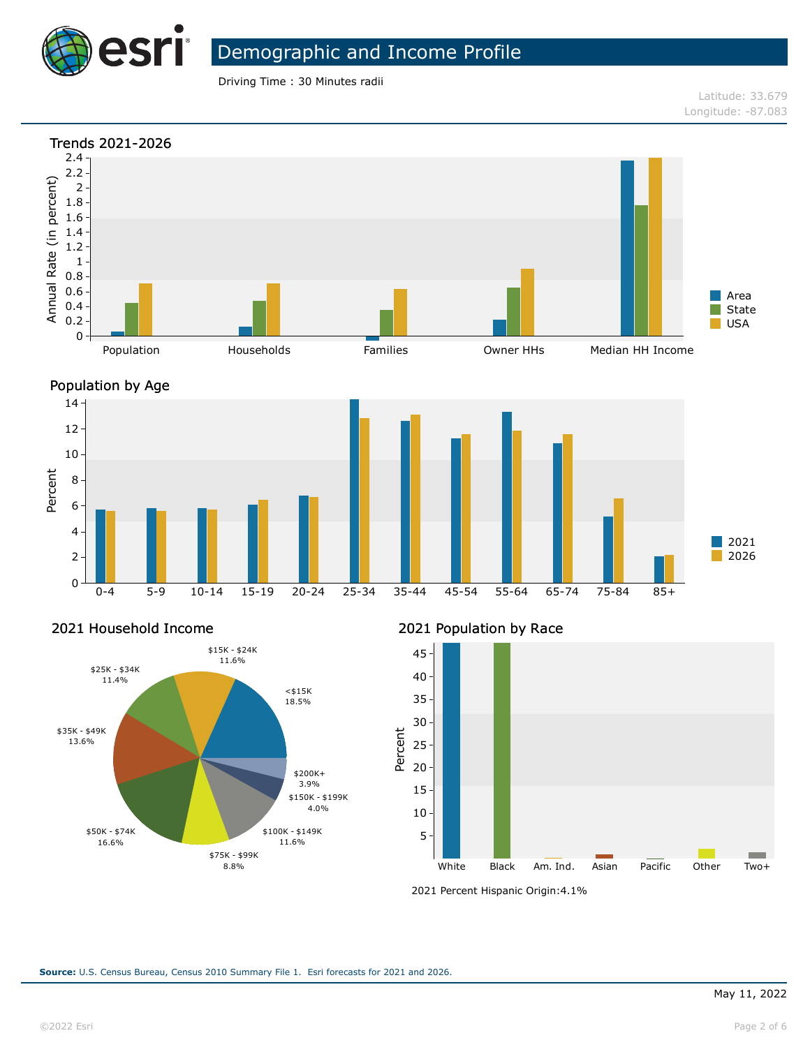# Demographic and Income Profile

Driving Time : 30 Minutes radii

Latitude: 33.679
Longitude: -87.083

## Trends 2021-2026

Annual Rate (in percent)

Legend: Area, State, USA

Categories: Population, Households, Families, Owner HHs, Median HH Income

## Population by Age

Percent

Legend: 2021, 2026

Age groups: 0-4, 5-9, 10-14, 15-19, 20-24, 25-34, 35-44, 45-54, 55-64, 65-74, 75-84, 85+

## 2021 Household Income

| Income | Percent |
|---|---|
| <$15K | 18.5% |
| $15K - $24K | 11.6% |
| $25K - $34K | 11.4% |
| $35K - $49K | 13.6% |
| $50K - $74K | 16.6% |
| $75K - $99K | 8.8% |
| $100K - $149K | 11.6% |
| $150K - $199K | 4.0% |
| $200K+ | 3.9% |

## 2021 Population by Race

Percent

Categories: White, Black, Am. Ind., Asian, Pacific, Other, Two+

2021 Percent Hispanic Origin:4.1%

**Source:** U.S. Census Bureau, Census 2010 Summary File 1. Esri forecasts for 2021 and 2026.

May 11, 2022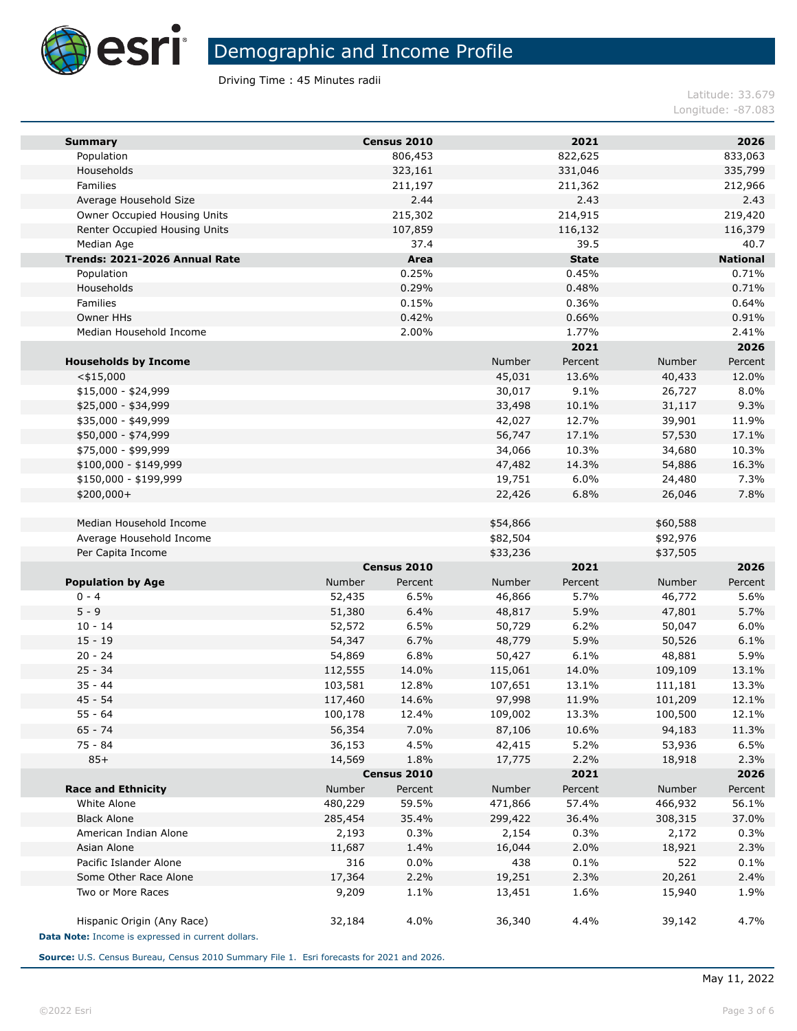# Demographic and Income Profile

Driving Time : 45 Minutes radii

Latitude: 33.679
Longitude: -87.083

| Summary | Census 2010 | 2021 | 2026 |
|---|---|---|---|
| Population | 806,453 | 822,625 | 833,063 |
| Households | 323,161 | 331,046 | 335,799 |
| Families | 211,197 | 211,362 | 212,966 |
| Average Household Size | 2.44 | 2.43 | 2.43 |
| Owner Occupied Housing Units | 215,302 | 214,915 | 219,420 |
| Renter Occupied Housing Units | 107,859 | 116,132 | 116,379 |
| Median Age | 37.4 | 39.5 | 40.7 |

| Trends: 2021-2026 Annual Rate | Area | State | National |
|---|---|---|---|
| Population | 0.25% | 0.45% | 0.71% |
| Households | 0.29% | 0.48% | 0.71% |
| Families | 0.15% | 0.36% | 0.64% |
| Owner HHs | 0.42% | 0.66% | 0.91% |
| Median Household Income | 2.00% | 1.77% | 2.41% |

| | 2021 | | 2026 | |
|---|---|---|---|---|
| Households by Income | Number | Percent | Number | Percent |
| <$15,000 | 45,031 | 13.6% | 40,433 | 12.0% |
| $15,000 - $24,999 | 30,017 | 9.1% | 26,727 | 8.0% |
| $25,000 - $34,999 | 33,498 | 10.1% | 31,117 | 9.3% |
| $35,000 - $49,999 | 42,027 | 12.7% | 39,901 | 11.9% |
| $50,000 - $74,999 | 56,747 | 17.1% | 57,530 | 17.1% |
| $75,000 - $99,999 | 34,066 | 10.3% | 34,680 | 10.3% |
| $100,000 - $149,999 | 47,482 | 14.3% | 54,886 | 16.3% |
| $150,000 - $199,999 | 19,751 | 6.0% | 24,480 | 7.3% |
| $200,000+ | 22,426 | 6.8% | 26,046 | 7.8% |
| | | | | |
| Median Household Income | $54,866 | | $60,588 | |
| Average Household Income | $82,504 | | $92,976 | |
| Per Capita Income | $33,236 | | $37,505 | |

| | Census 2010 | | 2021 | | 2026 | |
|---|---|---|---|---|---|---|
| Population by Age | Number | Percent | Number | Percent | Number | Percent |
| 0 - 4 | 52,435 | 6.5% | 46,866 | 5.7% | 46,772 | 5.6% |
| 5 - 9 | 51,380 | 6.4% | 48,817 | 5.9% | 47,801 | 5.7% |
| 10 - 14 | 52,572 | 6.5% | 50,729 | 6.2% | 50,047 | 6.0% |
| 15 - 19 | 54,347 | 6.7% | 48,779 | 5.9% | 50,526 | 6.1% |
| 20 - 24 | 54,869 | 6.8% | 50,427 | 6.1% | 48,881 | 5.9% |
| 25 - 34 | 112,555 | 14.0% | 115,061 | 14.0% | 109,109 | 13.1% |
| 35 - 44 | 103,581 | 12.8% | 107,651 | 13.1% | 111,181 | 13.3% |
| 45 - 54 | 117,460 | 14.6% | 97,998 | 11.9% | 101,209 | 12.1% |
| 55 - 64 | 100,178 | 12.4% | 109,002 | 13.3% | 100,500 | 12.1% |
| 65 - 74 | 56,354 | 7.0% | 87,106 | 10.6% | 94,183 | 11.3% |
| 75 - 84 | 36,153 | 4.5% | 42,415 | 5.2% | 53,936 | 6.5% |
| 85+ | 14,569 | 1.8% | 17,775 | 2.2% | 18,918 | 2.3% |

| | Census 2010 | | 2021 | | 2026 | |
|---|---|---|---|---|---|---|
| Race and Ethnicity | Number | Percent | Number | Percent | Number | Percent |
| White Alone | 480,229 | 59.5% | 471,866 | 57.4% | 466,932 | 56.1% |
| Black Alone | 285,454 | 35.4% | 299,422 | 36.4% | 308,315 | 37.0% |
| American Indian Alone | 2,193 | 0.3% | 2,154 | 0.3% | 2,172 | 0.3% |
| Asian Alone | 11,687 | 1.4% | 16,044 | 2.0% | 18,921 | 2.3% |
| Pacific Islander Alone | 316 | 0.0% | 438 | 0.1% | 522 | 0.1% |
| Some Other Race Alone | 17,364 | 2.2% | 19,251 | 2.3% | 20,261 | 2.4% |
| Two or More Races | 9,209 | 1.1% | 13,451 | 1.6% | 15,940 | 1.9% |
| | | | | | | |
| Hispanic Origin (Any Race) | 32,184 | 4.0% | 36,340 | 4.4% | 39,142 | 4.7% |

**Data Note:** Income is expressed in current dollars.

**Source:** U.S. Census Bureau, Census 2010 Summary File 1. Esri forecasts for 2021 and 2026.

May 11, 2022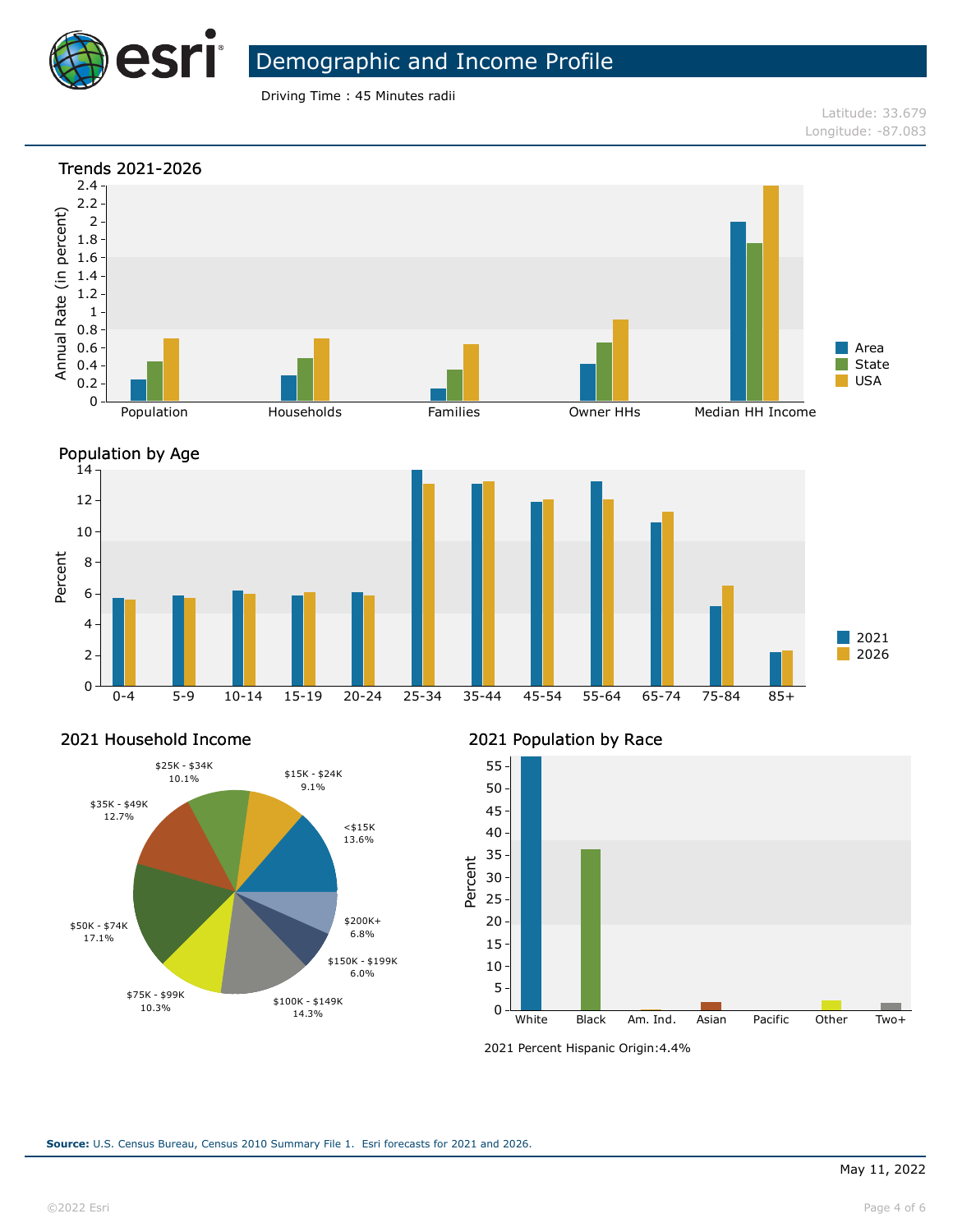# Demographic and Income Profile

Driving Time : 45 Minutes radii

Latitude: 33.679
Longitude: -87.083

## Trends 2021-2026

Annual Rate (in percent)

Population, Households, Families, Owner HHs, Median HH Income

Legend: Area, State, USA

## Population by Age

Percent

0-4, 5-9, 10-14, 15-19, 20-24, 25-34, 35-44, 45-54, 55-64, 65-74, 75-84, 85+

Legend: 2021, 2026

## 2021 Household Income

| Income | Percent |
|---|---|
| <$15K | 13.6% |
| $15K - $24K | 9.1% |
| $25K - $34K | 10.1% |
| $35K - $49K | 12.7% |
| $50K - $74K | 17.1% |
| $75K - $99K | 10.3% |
| $100K - $149K | 14.3% |
| $150K - $199K | 6.0% |
| $200K+ | 6.8% |

## 2021 Population by Race

Percent

White, Black, Am. Ind., Asian, Pacific, Other, Two+

2021 Percent Hispanic Origin:4.4%

**Source:** U.S. Census Bureau, Census 2010 Summary File 1. Esri forecasts for 2021 and 2026.

May 11, 2022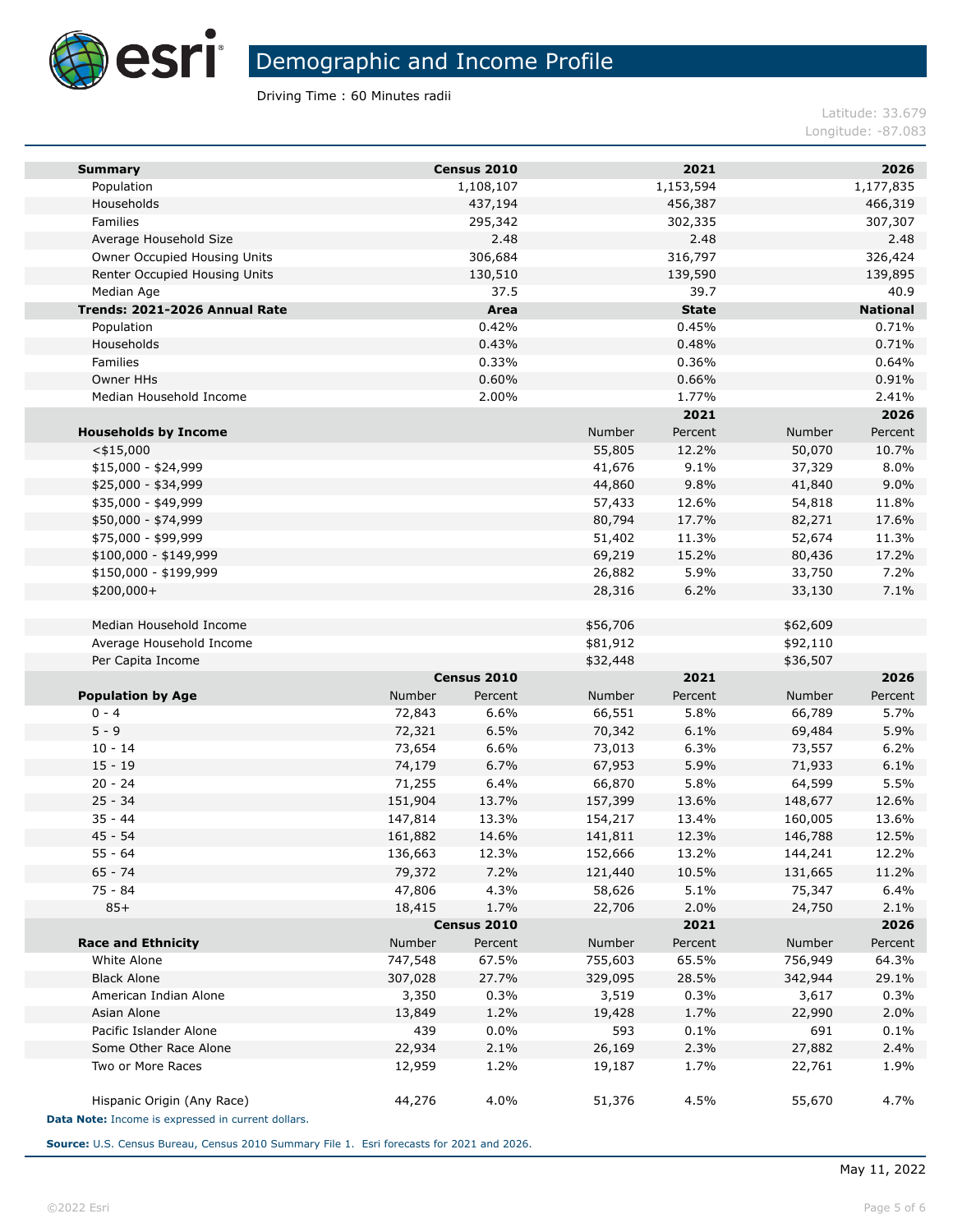# Demographic and Income Profile

Driving Time : 60 Minutes radii

Latitude: 33.679
Longitude: -87.083

| Summary | Census 2010 | 2021 | 2026 |
|---|---|---|---|
| Population | 1,108,107 | 1,153,594 | 1,177,835 |
| Households | 437,194 | 456,387 | 466,319 |
| Families | 295,342 | 302,335 | 307,307 |
| Average Household Size | 2.48 | 2.48 | 2.48 |
| Owner Occupied Housing Units | 306,684 | 316,797 | 326,424 |
| Renter Occupied Housing Units | 130,510 | 139,590 | 139,895 |
| Median Age | 37.5 | 39.7 | 40.9 |

| Trends: 2021-2026 Annual Rate | Area | State | National |
|---|---|---|---|
| Population | 0.42% | 0.45% | 0.71% |
| Households | 0.43% | 0.48% | 0.71% |
| Families | 0.33% | 0.36% | 0.64% |
| Owner HHs | 0.60% | 0.66% | 0.91% |
| Median Household Income | 2.00% | 1.77% | 2.41% |

| | 2021 | | 2026 | |
|---|---|---|---|---|
| Households by Income | Number | Percent | Number | Percent |
| <$15,000 | 55,805 | 12.2% | 50,070 | 10.7% |
| $15,000 - $24,999 | 41,676 | 9.1% | 37,329 | 8.0% |
| $25,000 - $34,999 | 44,860 | 9.8% | 41,840 | 9.0% |
| $35,000 - $49,999 | 57,433 | 12.6% | 54,818 | 11.8% |
| $50,000 - $74,999 | 80,794 | 17.7% | 82,271 | 17.6% |
| $75,000 - $99,999 | 51,402 | 11.3% | 52,674 | 11.3% |
| $100,000 - $149,999 | 69,219 | 15.2% | 80,436 | 17.2% |
| $150,000 - $199,999 | 26,882 | 5.9% | 33,750 | 7.2% |
| $200,000+ | 28,316 | 6.2% | 33,130 | 7.1% |
| | | | | |
| Median Household Income | $56,706 | | $62,609 | |
| Average Household Income | $81,912 | | $92,110 | |
| Per Capita Income | $32,448 | | $36,507 | |

| | Census 2010 | | 2021 | | 2026 | |
|---|---|---|---|---|---|---|
| Population by Age | Number | Percent | Number | Percent | Number | Percent |
| 0 - 4 | 72,843 | 6.6% | 66,551 | 5.8% | 66,789 | 5.7% |
| 5 - 9 | 72,321 | 6.5% | 70,342 | 6.1% | 69,484 | 5.9% |
| 10 - 14 | 73,654 | 6.6% | 73,013 | 6.3% | 73,557 | 6.2% |
| 15 - 19 | 74,179 | 6.7% | 67,953 | 5.9% | 71,933 | 6.1% |
| 20 - 24 | 71,255 | 6.4% | 66,870 | 5.8% | 64,599 | 5.5% |
| 25 - 34 | 151,904 | 13.7% | 157,399 | 13.6% | 148,677 | 12.6% |
| 35 - 44 | 147,814 | 13.3% | 154,217 | 13.4% | 160,005 | 13.6% |
| 45 - 54 | 161,882 | 14.6% | 141,811 | 12.3% | 146,788 | 12.5% |
| 55 - 64 | 136,663 | 12.3% | 152,666 | 13.2% | 144,241 | 12.2% |
| 65 - 74 | 79,372 | 7.2% | 121,440 | 10.5% | 131,665 | 11.2% |
| 75 - 84 | 47,806 | 4.3% | 58,626 | 5.1% | 75,347 | 6.4% |
| 85+ | 18,415 | 1.7% | 22,706 | 2.0% | 24,750 | 2.1% |

| | Census 2010 | | 2021 | | 2026 | |
|---|---|---|---|---|---|---|
| Race and Ethnicity | Number | Percent | Number | Percent | Number | Percent |
| White Alone | 747,548 | 67.5% | 755,603 | 65.5% | 756,949 | 64.3% |
| Black Alone | 307,028 | 27.7% | 329,095 | 28.5% | 342,944 | 29.1% |
| American Indian Alone | 3,350 | 0.3% | 3,519 | 0.3% | 3,617 | 0.3% |
| Asian Alone | 13,849 | 1.2% | 19,428 | 1.7% | 22,990 | 2.0% |
| Pacific Islander Alone | 439 | 0.0% | 593 | 0.1% | 691 | 0.1% |
| Some Other Race Alone | 22,934 | 2.1% | 26,169 | 2.3% | 27,882 | 2.4% |
| Two or More Races | 12,959 | 1.2% | 19,187 | 1.7% | 22,761 | 1.9% |
| | | | | | | |
| Hispanic Origin (Any Race) | 44,276 | 4.0% | 51,376 | 4.5% | 55,670 | 4.7% |

**Data Note:** Income is expressed in current dollars.

**Source:** U.S. Census Bureau, Census 2010 Summary File 1. Esri forecasts for 2021 and 2026.

May 11, 2022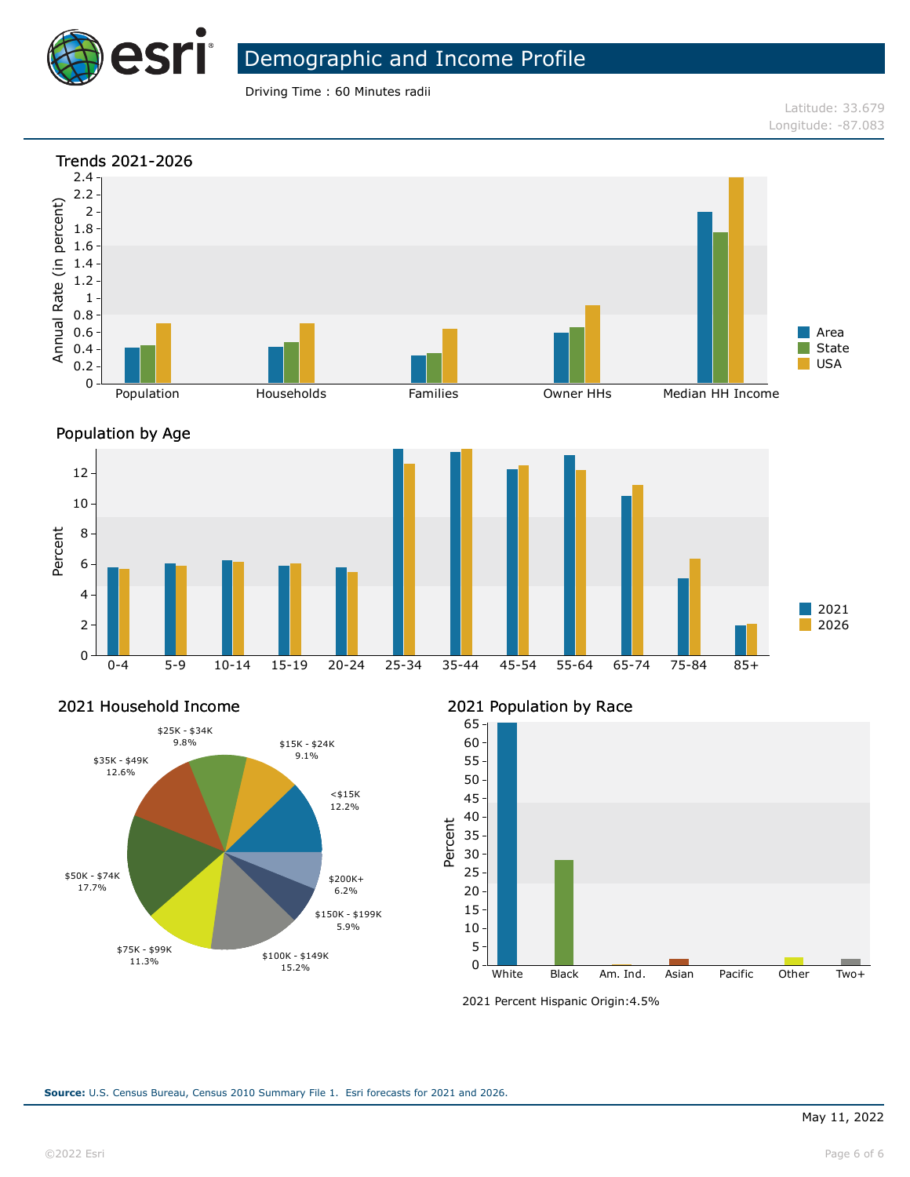# Demographic and Income Profile

Driving Time : 60 Minutes radii

Latitude: 33.679
Longitude: -87.083

## Trends 2021-2026

Annual Rate (in percent)

0, 0.2, 0.4, 0.6, 0.8, 1, 1.2, 1.4, 1.6, 1.8, 2, 2.2, 2.4

Population, Households, Families, Owner HHs, Median HH Income

Area, State, USA

## Population by Age

Percent

0, 2, 4, 6, 8, 10, 12

0-4, 5-9, 10-14, 15-19, 20-24, 25-34, 35-44, 45-54, 55-64, 65-74, 75-84, 85+

2021, 2026

## 2021 Household Income

<$15K 12.2%
$15K - $24K 9.1%
$25K - $34K 9.8%
$35K - $49K 12.6%
$50K - $74K 17.7%
$75K - $99K 11.3%
$100K - $149K 15.2%
$150K - $199K 5.9%
$200K+ 6.2%

## 2021 Population by Race

Percent

0, 5, 10, 15, 20, 25, 30, 35, 40, 45, 50, 55, 60, 65

White, Black, Am. Ind., Asian, Pacific, Other, Two+

2021 Percent Hispanic Origin:4.5%

**Source:** U.S. Census Bureau, Census 2010 Summary File 1. Esri forecasts for 2021 and 2026.

May 11, 2022